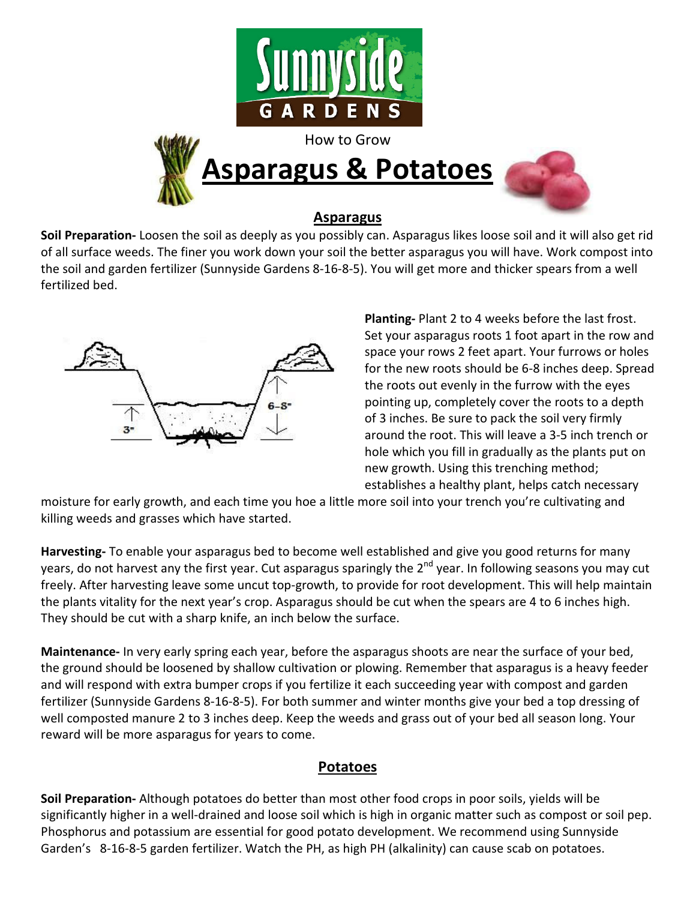How to Grow

# Asparagus & Potatoes

## Asparagus

**Soil Preparation-** Loosen the soil as deeply as you possibly can. Asparagus likes loose soil and it will also get rid of all surface weeds. The finer you work down your soil the better asparagus you will have. Work compost into the soil and garden fertilizer (Sunnyside Gardens 8-16-8-5). You will get more and thicker spears from a well fertilized bed.

**Planting-** Plant 2 to 4 weeks before the last frost. Set your asparagus roots 1 foot apart in the row and space your rows 2 feet apart. Your furrows or holes for the new roots should be 6-8 inches deep. Spread the roots out evenly in the furrow with the eyes pointing up, completely cover the roots to a depth of 3 inches. Be sure to pack the soil very firmly around the root. This will leave a 3-5 inch trench or hole which you fill in gradually as the plants put on new growth. Using this trenching method; establishes a healthy plant, helps catch necessary moisture for early growth, and each time you hoe a little more soil into your trench you're cultivating and killing weeds and grasses which have started.

**Harvesting-** To enable your asparagus bed to become well established and give you good returns for many years, do not harvest any the first year. Cut asparagus sparingly the 2nd year. In following seasons you may cut freely. After harvesting leave some uncut top-growth, to provide for root development. This will help maintain the plants vitality for the next year's crop. Asparagus should be cut when the spears are 4 to 6 inches high. They should be cut with a sharp knife, an inch below the surface.

**Maintenance-** In very early spring each year, before the asparagus shoots are near the surface of your bed, the ground should be loosened by shallow cultivation or plowing. Remember that asparagus is a heavy feeder and will respond with extra bumper crops if you fertilize it each succeeding year with compost and garden fertilizer (Sunnyside Gardens 8-16-8-5). For both summer and winter months give your bed a top dressing of well composted manure 2 to 3 inches deep. Keep the weeds and grass out of your bed all season long. Your reward will be more asparagus for years to come.

## Potatoes

**Soil Preparation-** Although potatoes do better than most other food crops in poor soils, yields will be significantly higher in a well-drained and loose soil which is high in organic matter such as compost or soil pep. Phosphorus and potassium are essential for good potato development. We recommend using Sunnyside Garden's 8-16-8-5 garden fertilizer. Watch the PH, as high PH (alkalinity) can cause scab on potatoes.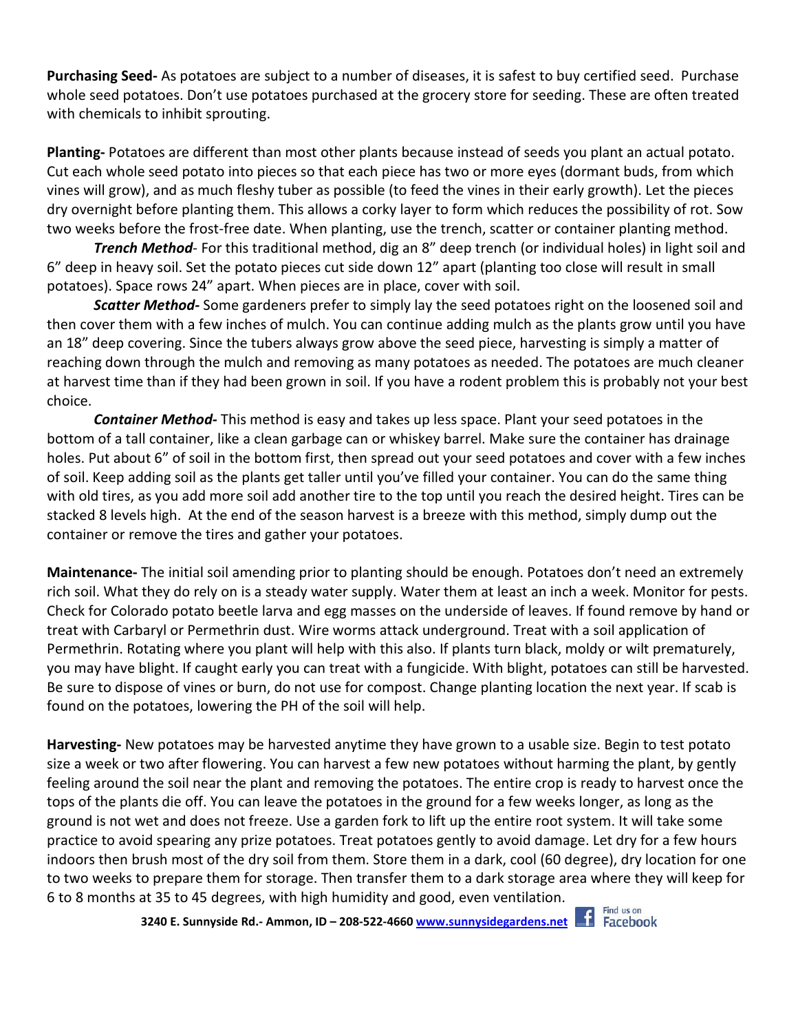**Purchasing Seed-** As potatoes are subject to a number of diseases, it is safest to buy certified seed. Purchase whole seed potatoes. Don't use potatoes purchased at the grocery store for seeding. These are often treated with chemicals to inhibit sprouting.

**Planting-** Potatoes are different than most other plants because instead of seeds you plant an actual potato. Cut each whole seed potato into pieces so that each piece has two or more eyes (dormant buds, from which vines will grow), and as much fleshy tuber as possible (to feed the vines in their early growth). Let the pieces dry overnight before planting them. This allows a corky layer to form which reduces the possibility of rot. Sow two weeks before the frost-free date. When planting, use the trench, scatter or container planting method.

***Trench Method***- For this traditional method, dig an 8" deep trench (or individual holes) in light soil and 6" deep in heavy soil. Set the potato pieces cut side down 12" apart (planting too close will result in small potatoes). Space rows 24" apart. When pieces are in place, cover with soil.

***Scatter Method-*** Some gardeners prefer to simply lay the seed potatoes right on the loosened soil and then cover them with a few inches of mulch. You can continue adding mulch as the plants grow until you have an 18" deep covering. Since the tubers always grow above the seed piece, harvesting is simply a matter of reaching down through the mulch and removing as many potatoes as needed. The potatoes are much cleaner at harvest time than if they had been grown in soil. If you have a rodent problem this is probably not your best choice.

***Container Method-*** This method is easy and takes up less space. Plant your seed potatoes in the bottom of a tall container, like a clean garbage can or whiskey barrel. Make sure the container has drainage holes. Put about 6" of soil in the bottom first, then spread out your seed potatoes and cover with a few inches of soil. Keep adding soil as the plants get taller until you've filled your container. You can do the same thing with old tires, as you add more soil add another tire to the top until you reach the desired height. Tires can be stacked 8 levels high. At the end of the season harvest is a breeze with this method, simply dump out the container or remove the tires and gather your potatoes.

**Maintenance-** The initial soil amending prior to planting should be enough. Potatoes don't need an extremely rich soil. What they do rely on is a steady water supply. Water them at least an inch a week. Monitor for pests. Check for Colorado potato beetle larva and egg masses on the underside of leaves. If found remove by hand or treat with Carbaryl or Permethrin dust. Wire worms attack underground. Treat with a soil application of Permethrin. Rotating where you plant will help with this also. If plants turn black, moldy or wilt prematurely, you may have blight. If caught early you can treat with a fungicide. With blight, potatoes can still be harvested. Be sure to dispose of vines or burn, do not use for compost. Change planting location the next year. If scab is found on the potatoes, lowering the PH of the soil will help.

**Harvesting-** New potatoes may be harvested anytime they have grown to a usable size. Begin to test potato size a week or two after flowering. You can harvest a few new potatoes without harming the plant, by gently feeling around the soil near the plant and removing the potatoes. The entire crop is ready to harvest once the tops of the plants die off. You can leave the potatoes in the ground for a few weeks longer, as long as the ground is not wet and does not freeze. Use a garden fork to lift up the entire root system. It will take some practice to avoid spearing any prize potatoes. Treat potatoes gently to avoid damage. Let dry for a few hours indoors then brush most of the dry soil from them. Store them in a dark, cool (60 degree), dry location for one to two weeks to prepare them for storage. Then transfer them to a dark storage area where they will keep for 6 to 8 months at 35 to 45 degrees, with high humidity and good, even ventilation.

**3240 E. Sunnyside Rd.- Ammon, ID – 208-522-4660 www.sunnysidegardens.net** Find us on Facebook